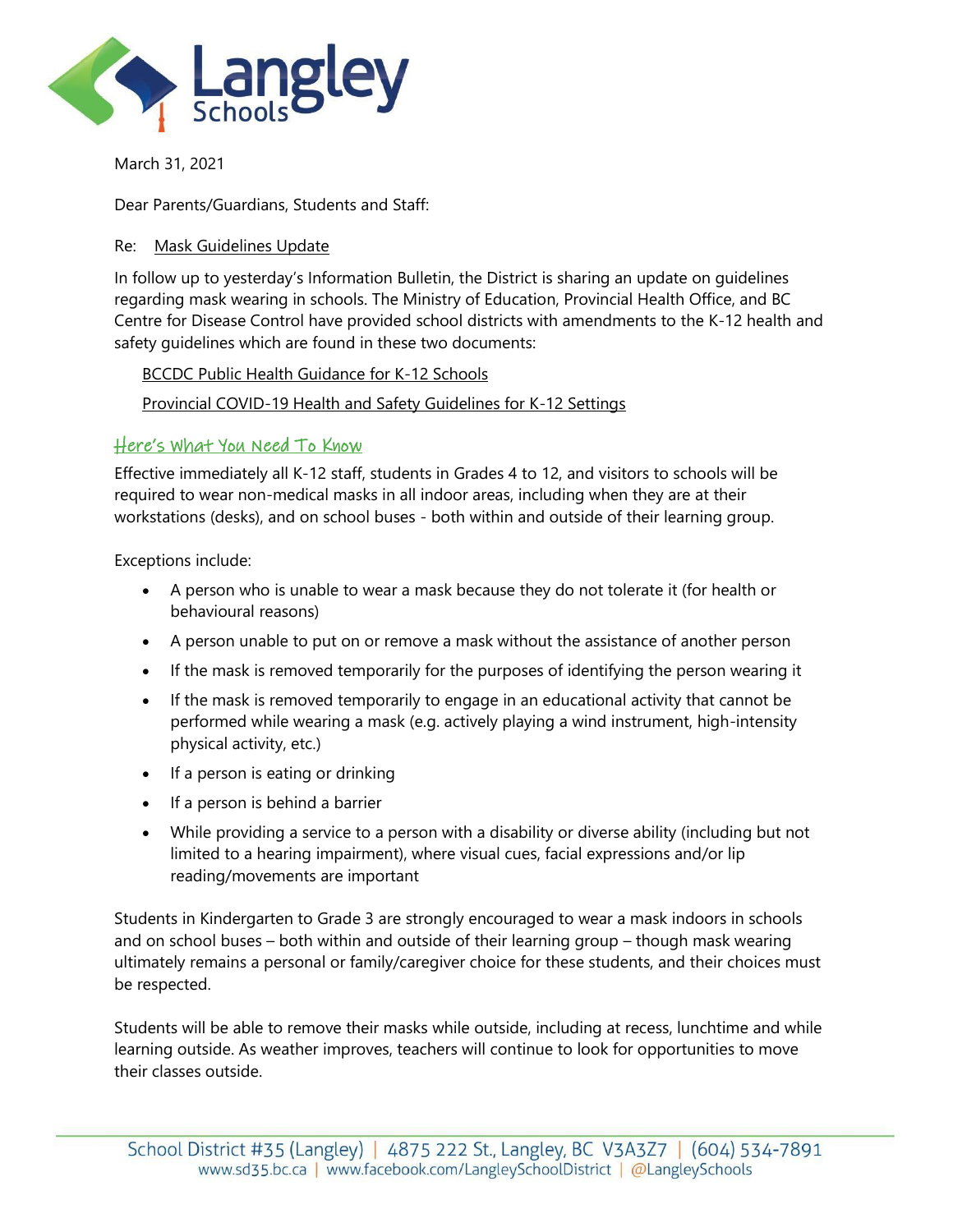March 31, 2021

Dear Parents/Guardians, Students and Staff:

Re: Mask Guidelines Update

In follow up to yesterday's Information Bulletin, the District is sharing an update on guidelines regarding mask wearing in schools. The Ministry of Education, Provincial Health Office, and BC Centre for Disease Control have provided school districts with amendments to the K-12 health and safety guidelines which are found in these two documents:

BCCDC Public Health Guidance for K-12 Schools

Provincial COVID-19 Health and Safety Guidelines for K-12 Settings

## Here's What You Need To Know

Effective immediately all K-12 staff, students in Grades 4 to 12, and visitors to schools will be required to wear non-medical masks in all indoor areas, including when they are at their workstations (desks), and on school buses - both within and outside of their learning group.

Exceptions include:

- A person who is unable to wear a mask because they do not tolerate it (for health or behavioural reasons)
- A person unable to put on or remove a mask without the assistance of another person
- If the mask is removed temporarily for the purposes of identifying the person wearing it
- If the mask is removed temporarily to engage in an educational activity that cannot be performed while wearing a mask (e.g. actively playing a wind instrument, high-intensity physical activity, etc.)
- If a person is eating or drinking
- If a person is behind a barrier
- While providing a service to a person with a disability or diverse ability (including but not limited to a hearing impairment), where visual cues, facial expressions and/or lip reading/movements are important

Students in Kindergarten to Grade 3 are strongly encouraged to wear a mask indoors in schools and on school buses – both within and outside of their learning group – though mask wearing ultimately remains a personal or family/caregiver choice for these students, and their choices must be respected.

Students will be able to remove their masks while outside, including at recess, lunchtime and while learning outside. As weather improves, teachers will continue to look for opportunities to move their classes outside.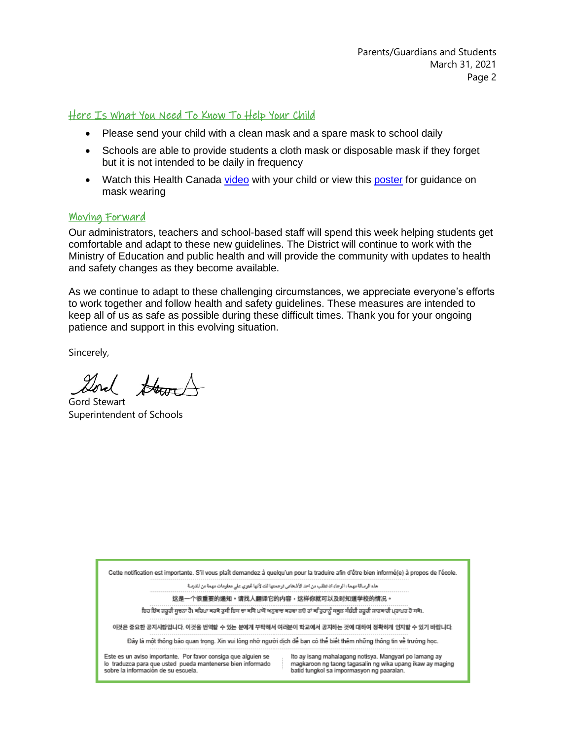## Here Is What You Need To Know To Help Your Child

- Please send your child with a clean mask and a spare mask to school daily
- Schools are able to provide students a cloth mask or disposable mask if they forget but it is not intended to be daily in frequency
- Watch this Health Canada video with your child or view this poster for guidance on mask wearing

## Moving Forward

Our administrators, teachers and school-based staff will spend this week helping students get comfortable and adapt to these new guidelines. The District will continue to work with the Ministry of Education and public health and will provide the community with updates to health and safety changes as they become available.

As we continue to adapt to these challenging circumstances, we appreciate everyone's efforts to work together and follow health and safety guidelines. These measures are intended to keep all of us as safe as possible during these difficult times. Thank you for your ongoing patience and support in this evolving situation.

Sincerely,

Gord Stewart
Superintendent of Schools

---

Cette notification est importante. S'il vous plaît demandez à quelqu'un pour la traduire afin d'être bien informé(e) à propos de l'école.

هذه الرسالة مهمة، الرجاء أن تطلب من احد الأشخاص ترجمتها لك لأنها تحتوي على معلومات مهمة من المدرسة

这是一个很重要的通知。请找人翻译它的内容，这样你就可以及时知道学校的情况。

ਇਹ ਚਿੱਠੀ ਜ਼ਰੂਰੀ ਸੂਚਨਾ ਹੈ। ਕਿਰਪਾ ਕਰਕੇ ਤੁਸੀਂ ਇਸ ਦਾ ਕਿਸੇ ਪਾਸੋਂ ਅਨੁਵਾਦ ਕਰਵਾ ਲਓ ਤਾਂ ਕਿ ਤੁਹਾਨੂੰ ਸਕੂਲ ਸੰਬੰਧੀ ਜ਼ਰੂਰੀ ਜਾਣਕਾਰੀ ਪ੍ਰਾਪਤ ਹੋ ਸਕੇ।

이것은 중요한 공지사항입니다. 이것을 번역할 수 있는 분에게 부탁해서 여러분이 학교에서 공지하는 것에 대하여 정확하게 인지할 수 있기 바랍니다.

Đây là một thông báo quan trọng. Xin vui lòng nhờ người dịch để bạn có thể biết thêm những thông tin về trường học.

Este es un aviso importante. Por favor consiga que alguien se lo traduzca para que usted pueda mantenerse bien informado sobre la información de su escuela.

Ito ay isang mahalagang notisya. Mangyari po lamang ay magkaroon ng taong tagasalin ng wika upang ikaw ay maging batid tungkol sa impormasyon ng paaralan.